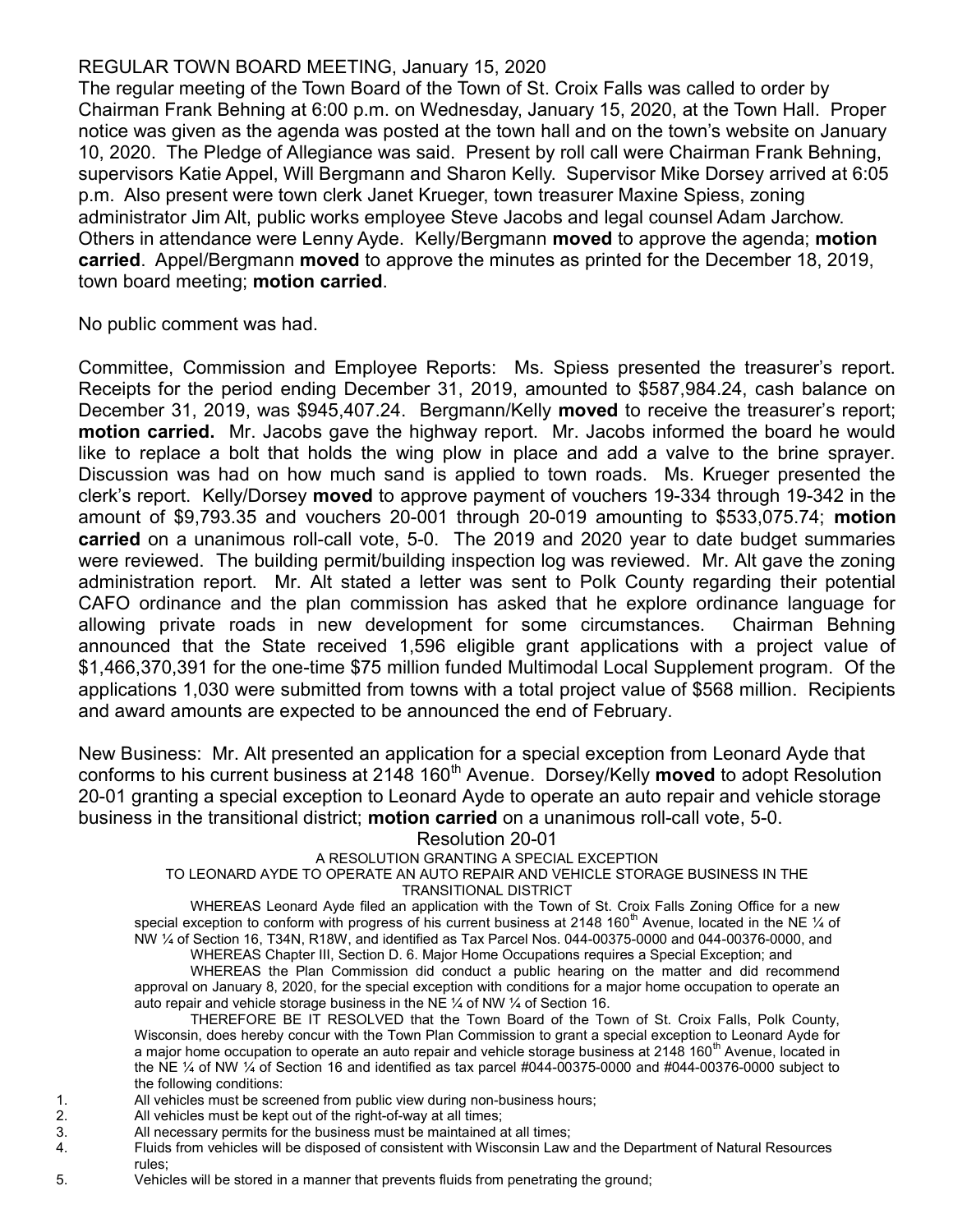REGULAR TOWN BOARD MEETING, January 15, 2020

The regular meeting of the Town Board of the Town of St. Croix Falls was called to order by Chairman Frank Behning at 6:00 p.m. on Wednesday, January 15, 2020, at the Town Hall. Proper notice was given as the agenda was posted at the town hall and on the town's website on January 10, 2020. The Pledge of Allegiance was said. Present by roll call were Chairman Frank Behning, supervisors Katie Appel, Will Bergmann and Sharon Kelly. Supervisor Mike Dorsey arrived at 6:05 p.m. Also present were town clerk Janet Krueger, town treasurer Maxine Spiess, zoning administrator Jim Alt, public works employee Steve Jacobs and legal counsel Adam Jarchow. Others in attendance were Lenny Ayde. Kelly/Bergmann **moved** to approve the agenda; **motion carried**. Appel/Bergmann **moved** to approve the minutes as printed for the December 18, 2019, town board meeting; **motion carried**.

No public comment was had.

Committee, Commission and Employee Reports: Ms. Spiess presented the treasurer's report. Receipts for the period ending December 31, 2019, amounted to $587,984.24, cash balance on December 31, 2019, was $945,407.24. Bergmann/Kelly **moved** to receive the treasurer's report; **motion carried.** Mr. Jacobs gave the highway report. Mr. Jacobs informed the board he would like to replace a bolt that holds the wing plow in place and add a valve to the brine sprayer. Discussion was had on how much sand is applied to town roads. Ms. Krueger presented the clerk's report. Kelly/Dorsey **moved** to approve payment of vouchers 19-334 through 19-342 in the amount of $9,793.35 and vouchers 20-001 through 20-019 amounting to $533,075.74; **motion carried** on a unanimous roll-call vote, 5-0. The 2019 and 2020 year to date budget summaries were reviewed. The building permit/building inspection log was reviewed. Mr. Alt gave the zoning administration report. Mr. Alt stated a letter was sent to Polk County regarding their potential CAFO ordinance and the plan commission has asked that he explore ordinance language for allowing private roads in new development for some circumstances. Chairman Behning announced that the State received 1,596 eligible grant applications with a project value of $1,466,370,391 for the one-time $75 million funded Multimodal Local Supplement program. Of the applications 1,030 were submitted from towns with a total project value of $568 million. Recipients and award amounts are expected to be announced the end of February.

New Business: Mr. Alt presented an application for a special exception from Leonard Ayde that conforms to his current business at 2148 160th Avenue. Dorsey/Kelly **moved** to adopt Resolution 20-01 granting a special exception to Leonard Ayde to operate an auto repair and vehicle storage business in the transitional district; **motion carried** on a unanimous roll-call vote, 5-0.

Resolution 20-01

A RESOLUTION GRANTING A SPECIAL EXCEPTION
TO LEONARD AYDE TO OPERATE AN AUTO REPAIR AND VEHICLE STORAGE BUSINESS IN THE TRANSITIONAL DISTRICT

WHEREAS Leonard Ayde filed an application with the Town of St. Croix Falls Zoning Office for a new special exception to conform with progress of his current business at 2148 160th Avenue, located in the NE ¼ of NW ¼ of Section 16, T34N, R18W, and identified as Tax Parcel Nos. 044-00375-0000 and 044-00376-0000, and

WHEREAS Chapter III, Section D. 6. Major Home Occupations requires a Special Exception; and

WHEREAS the Plan Commission did conduct a public hearing on the matter and did recommend approval on January 8, 2020, for the special exception with conditions for a major home occupation to operate an auto repair and vehicle storage business in the NE ¼ of NW ¼ of Section 16.

THEREFORE BE IT RESOLVED that the Town Board of the Town of St. Croix Falls, Polk County, Wisconsin, does hereby concur with the Town Plan Commission to grant a special exception to Leonard Ayde for a major home occupation to operate an auto repair and vehicle storage business at 2148 160th Avenue, located in the NE ¼ of NW ¼ of Section 16 and identified as tax parcel #044-00375-0000 and #044-00376-0000 subject to the following conditions:

1. All vehicles must be screened from public view during non-business hours;
2. All vehicles must be kept out of the right-of-way at all times;
3. All necessary permits for the business must be maintained at all times;
4. Fluids from vehicles will be disposed of consistent with Wisconsin Law and the Department of Natural Resources rules;
5. Vehicles will be stored in a manner that prevents fluids from penetrating the ground;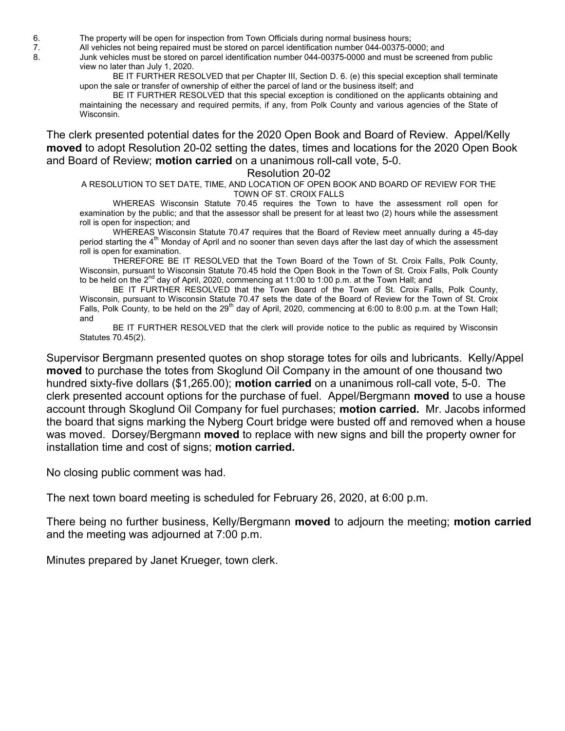6. The property will be open for inspection from Town Officials during normal business hours;
7. All vehicles not being repaired must be stored on parcel identification number 044-00375-0000; and
8. Junk vehicles must be stored on parcel identification number 044-00375-0000 and must be screened from public view no later than July 1, 2020.

BE IT FURTHER RESOLVED that per Chapter III, Section D. 6. (e) this special exception shall terminate upon the sale or transfer of ownership of either the parcel of land or the business itself; and

BE IT FURTHER RESOLVED that this special exception is conditioned on the applicants obtaining and maintaining the necessary and required permits, if any, from Polk County and various agencies of the State of Wisconsin.

The clerk presented potential dates for the 2020 Open Book and Board of Review. Appel/Kelly **moved** to adopt Resolution 20-02 setting the dates, times and locations for the 2020 Open Book and Board of Review; **motion carried** on a unanimous roll-call vote, 5-0.

Resolution 20-02

A RESOLUTION TO SET DATE, TIME, AND LOCATION OF OPEN BOOK AND BOARD OF REVIEW FOR THE TOWN OF ST. CROIX FALLS

WHEREAS Wisconsin Statute 70.45 requires the Town to have the assessment roll open for examination by the public; and that the assessor shall be present for at least two (2) hours while the assessment roll is open for inspection; and

WHEREAS Wisconsin Statute 70.47 requires that the Board of Review meet annually during a 45-day period starting the 4th Monday of April and no sooner than seven days after the last day of which the assessment roll is open for examination.

THEREFORE BE IT RESOLVED that the Town Board of the Town of St. Croix Falls, Polk County, Wisconsin, pursuant to Wisconsin Statute 70.45 hold the Open Book in the Town of St. Croix Falls, Polk County to be held on the 2nd day of April, 2020, commencing at 11:00 to 1:00 p.m. at the Town Hall; and

BE IT FURTHER RESOLVED that the Town Board of the Town of St. Croix Falls, Polk County, Wisconsin, pursuant to Wisconsin Statute 70.47 sets the date of the Board of Review for the Town of St. Croix Falls, Polk County, to be held on the 29th day of April, 2020, commencing at 6:00 to 8:00 p.m. at the Town Hall; and

BE IT FURTHER RESOLVED that the clerk will provide notice to the public as required by Wisconsin Statutes 70.45(2).

Supervisor Bergmann presented quotes on shop storage totes for oils and lubricants. Kelly/Appel **moved** to purchase the totes from Skoglund Oil Company in the amount of one thousand two hundred sixty-five dollars ($1,265.00); **motion carried** on a unanimous roll-call vote, 5-0. The clerk presented account options for the purchase of fuel. Appel/Bergmann **moved** to use a house account through Skoglund Oil Company for fuel purchases; **motion carried.** Mr. Jacobs informed the board that signs marking the Nyberg Court bridge were busted off and removed when a house was moved. Dorsey/Bergmann **moved** to replace with new signs and bill the property owner for installation time and cost of signs; **motion carried.**

No closing public comment was had.

The next town board meeting is scheduled for February 26, 2020, at 6:00 p.m.

There being no further business, Kelly/Bergmann **moved** to adjourn the meeting; **motion carried** and the meeting was adjourned at 7:00 p.m.

Minutes prepared by Janet Krueger, town clerk.